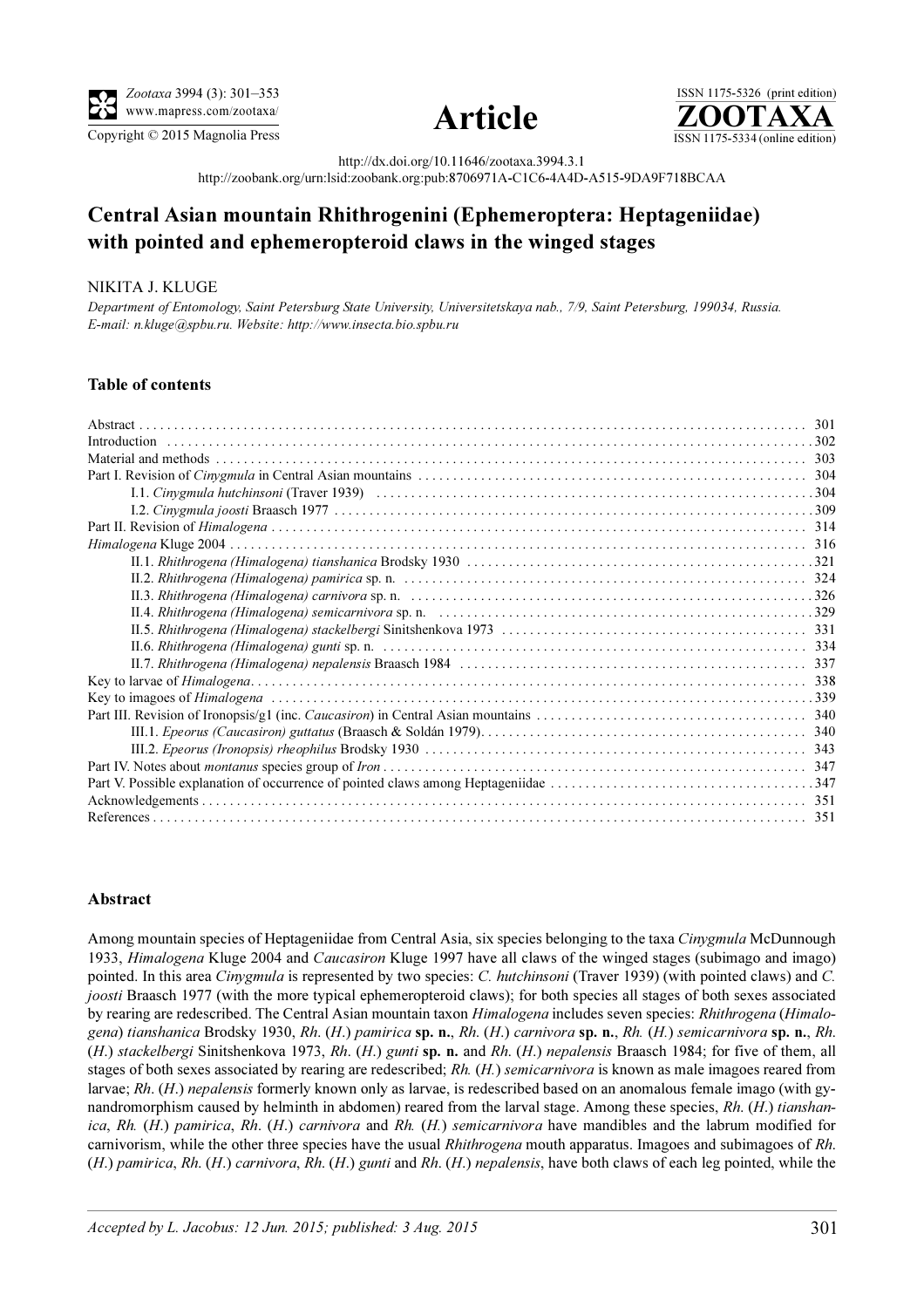Zootaxa 3994 (3): 301–353
www.mapress.com/zootaxa/
Copyright © 2015 Magnolia Press

**Article**

ISSN 1175-5326 (print edition)
**ZOOTAXA**
ISSN 1175-5334 (online edition)

http://dx.doi.org/10.11646/zootaxa.3994.3.1
http://zoobank.org/urn:lsid:zoobank.org:pub:8706971A-C1C6-4A4D-A515-9DA9F718BCAA

# Central Asian mountain Rhithrogenini (Ephemeroptera: Heptageniidae) with pointed and ephemeropteroid claws in the winged stages

NIKITA J. KLUGE

*Department of Entomology, Saint Petersburg State University, Universitetskaya nab., 7/9, Saint Petersburg, 199034, Russia. E-mail: n.kluge@spbu.ru. Website: http://www.insecta.bio.spbu.ru*

### Table of contents

Abstract ... 301
Introduction ... 302
Material and methods ... 303
Part I. Revision of *Cinygmula* in Central Asian mountains ... 304
- I.1. *Cinygmula hutchinsoni* (Traver 1939) ... 304
- I.2. *Cinygmula joosti* Braasch 1977 ... 309

Part II. Revision of *Himalogena* ... 314
*Himalogena* Kluge 2004 ... 316
- II.1. *Rhithrogena (Himalogena) tianshanica* Brodsky 1930 ... 321
- II.2. *Rhithrogena (Himalogena) pamirica* sp. n. ... 324
- II.3. *Rhithrogena (Himalogena) carnivora* sp. n. ... 326
- II.4. *Rhithrogena (Himalogena) semicarnivora* sp. n. ... 329
- II.5. *Rhithrogena (Himalogena) stackelbergi* Sinitshenkova 1973 ... 331
- II.6. *Rhithrogena (Himalogena) gunti* sp. n. ... 334
- II.7. *Rhithrogena (Himalogena) nepalensis* Braasch 1984 ... 337

Key to larvae of *Himalogena* ... 338
Key to imagoes of *Himalogena* ... 339
Part III. Revision of Ironopsis/g1 (inc. *Caucasiron*) in Central Asian mountains ... 340
- III.1. *Epeorus (Caucasiron) guttatus* (Braasch & Soldán 1979) ... 340
- III.2. *Epeorus (Ironopsis) rheophilus* Brodsky 1930 ... 343

Part IV. Notes about *montanus* species group of *Iron* ... 347
Part V. Possible explanation of occurrence of pointed claws among Heptageniidae ... 347
Acknowledgements ... 351
References ... 351

### Abstract

Among mountain species of Heptageniidae from Central Asia, six species belonging to the taxa *Cinygmula* McDunnough 1933, *Himalogena* Kluge 2004 and *Caucasiron* Kluge 1997 have all claws of the winged stages (subimago and imago) pointed. In this area *Cinygmula* is represented by two species: *C. hutchinsoni* (Traver 1939) (with pointed claws) and *C. joosti* Braasch 1977 (with the more typical ephemeropteroid claws); for both species all stages of both sexes associated by rearing are redescribed. The Central Asian mountain taxon *Himalogena* includes seven species: *Rhithrogena* (*Himalogena*) *tianshanica* Brodsky 1930, *Rh.* (*H.*) *pamirica* **sp. n.**, *Rh.* (*H.*) *carnivora* **sp. n.**, *Rh.* (*H.*) *semicarnivora* **sp. n.**, *Rh.* (*H.*) *stackelbergi* Sinitshenkova 1973, *Rh.* (*H.*) *gunti* **sp. n.** and *Rh.* (*H.*) *nepalensis* Braasch 1984; for five of them, all stages of both sexes associated by rearing are redescribed; *Rh.* (*H.*) *semicarnivora* is known as male imagoes reared from larvae; *Rh.* (*H.*) *nepalensis* formerly known only as larvae, is redescribed based on an anomalous female imago (with gynandromorphism caused by helminth in abdomen) reared from the larval stage. Among these species, *Rh.* (*H.*) *tianshanica*, *Rh.* (*H.*) *pamirica*, *Rh.* (*H.*) *carnivora* and *Rh.* (*H.*) *semicarnivora* have mandibles and the labrum modified for carnivorism, while the other three species have the usual *Rhithrogena* mouth apparatus. Imagoes and subimagoes of *Rh.* (*H.*) *pamirica*, *Rh.* (*H.*) *carnivora*, *Rh.* (*H.*) *gunti* and *Rh.* (*H.*) *nepalensis*, have both claws of each leg pointed, while the

*Accepted by L. Jacobus: 12 Jun. 2015; published: 3 Aug. 2015*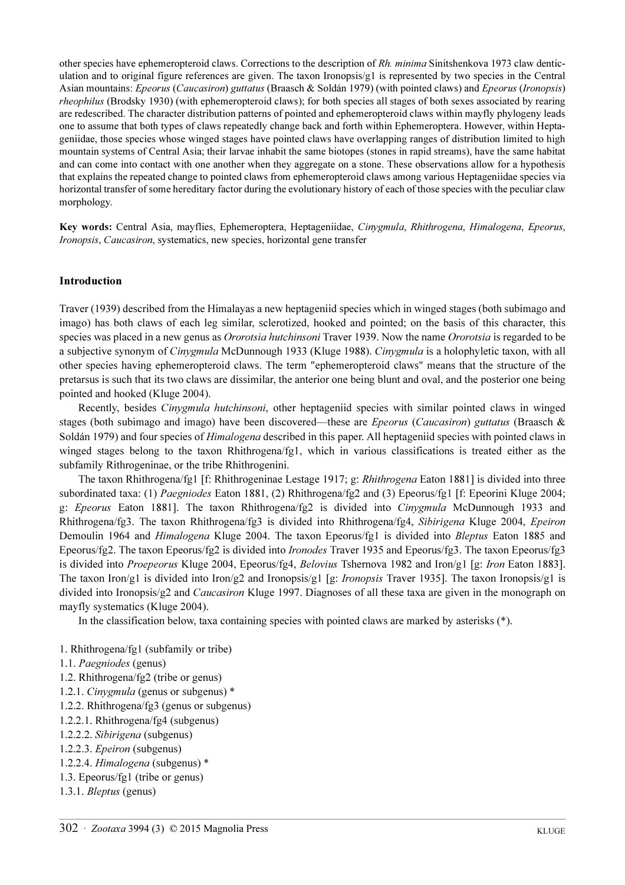other species have ephemeropteroid claws. Corrections to the description of *Rh. minima* Sinitshenkova 1973 claw denticulation and to original figure references are given. The taxon Ironopsis/g1 is represented by two species in the Central Asian mountains: *Epeorus* (*Caucasiron*) *guttatus* (Braasch & Soldán 1979) (with pointed claws) and *Epeorus* (*Ironopsis*) *rheophilus* (Brodsky 1930) (with ephemeropteroid claws); for both species all stages of both sexes associated by rearing are redescribed. The character distribution patterns of pointed and ephemeropteroid claws within mayfly phylogeny leads one to assume that both types of claws repeatedly change back and forth within Ephemeroptera. However, within Heptageniidae, those species whose winged stages have pointed claws have overlapping ranges of distribution limited to high mountain systems of Central Asia; their larvae inhabit the same biotopes (stones in rapid streams), have the same habitat and can come into contact with one another when they aggregate on a stone. These observations allow for a hypothesis that explains the repeated change to pointed claws from ephemeropteroid claws among various Heptageniidae species via horizontal transfer of some hereditary factor during the evolutionary history of each of those species with the peculiar claw morphology.

**Key words:** Central Asia, mayflies, Ephemeroptera, Heptageniidae, *Cinygmula*, *Rhithrogena*, *Himalogena*, *Epeorus*, *Ironopsis*, *Caucasiron*, systematics, new species, horizontal gene transfer

## Introduction

Traver (1939) described from the Himalayas a new heptageniid species which in winged stages (both subimago and imago) has both claws of each leg similar, sclerotized, hooked and pointed; on the basis of this character, this species was placed in a new genus as *Ororotsia hutchinsoni* Traver 1939. Now the name *Ororotsia* is regarded to be a subjective synonym of *Cinygmula* McDunnough 1933 (Kluge 1988). *Cinygmula* is a holophyletic taxon, with all other species having ephemeropteroid claws. The term "ephemeropteroid claws" means that the structure of the pretarsus is such that its two claws are dissimilar, the anterior one being blunt and oval, and the posterior one being pointed and hooked (Kluge 2004).

Recently, besides *Cinygmula hutchinsoni*, other heptageniid species with similar pointed claws in winged stages (both subimago and imago) have been discovered—these are *Epeorus* (*Caucasiron*) *guttatus* (Braasch & Soldán 1979) and four species of *Himalogena* described in this paper. All heptageniid species with pointed claws in winged stages belong to the taxon Rhithrogena/fg1, which in various classifications is treated either as the subfamily Rithrogeninae, or the tribe Rhithrogenini.

The taxon Rhithrogena/fg1 [f: Rhithrogeninae Lestage 1917; g: *Rhithrogena* Eaton 1881] is divided into three subordinated taxa: (1) *Paegniodes* Eaton 1881, (2) Rhithrogena/fg2 and (3) Epeorus/fg1 [f: Epeorini Kluge 2004; g: *Epeorus* Eaton 1881]. The taxon Rhithrogena/fg2 is divided into *Cinygmula* McDunnough 1933 and Rhithrogena/fg3. The taxon Rhithrogena/fg3 is divided into Rhithrogena/fg4, *Sibirigena* Kluge 2004, *Epeiron* Demoulin 1964 and *Himalogena* Kluge 2004. The taxon Epeorus/fg1 is divided into *Bleptus* Eaton 1885 and Epeorus/fg2. The taxon Epeorus/fg2 is divided into *Ironodes* Traver 1935 and Epeorus/fg3. The taxon Epeorus/fg3 is divided into *Proepeorus* Kluge 2004, Epeorus/fg4, *Belovius* Tshernova 1982 and Iron/g1 [g: *Iron* Eaton 1883]. The taxon Iron/g1 is divided into Iron/g2 and Ironopsis/g1 [g: *Ironopsis* Traver 1935]. The taxon Ironopsis/g1 is divided into Ironopsis/g2 and *Caucasiron* Kluge 1997. Diagnoses of all these taxa are given in the monograph on mayfly systematics (Kluge 2004).

In the classification below, taxa containing species with pointed claws are marked by asterisks (*).

1. Rhithrogena/fg1 (subfamily or tribe)
1.1. *Paegniodes* (genus)
1.2. Rhithrogena/fg2 (tribe or genus)
1.2.1. *Cinygmula* (genus or subgenus) *
1.2.2. Rhithrogena/fg3 (genus or subgenus)
1.2.2.1. Rhithrogena/fg4 (subgenus)
1.2.2.2. *Sibirigena* (subgenus)
1.2.2.3. *Epeiron* (subgenus)
1.2.2.4. *Himalogena* (subgenus) *
1.3. Epeorus/fg1 (tribe or genus)
1.3.1. *Bleptus* (genus)